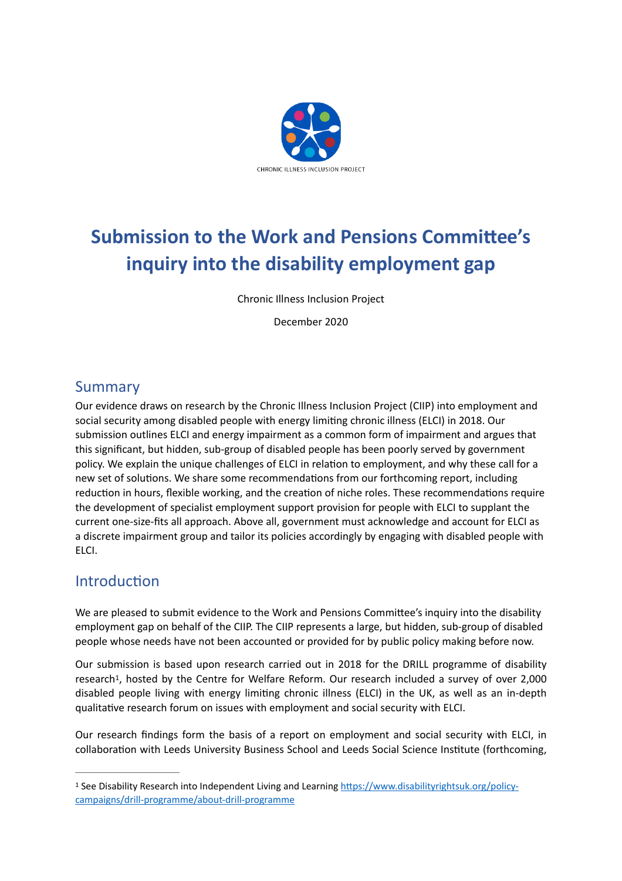CHRONIC ILLNESS INCLUSION PROJECT

# Submission to the Work and Pensions Committee's inquiry into the disability employment gap

Chronic Illness Inclusion Project

December 2020

## Summary

Our evidence draws on research by the Chronic Illness Inclusion Project (CIIP) into employment and social security among disabled people with energy limiting chronic illness (ELCI) in 2018. Our submission outlines ELCI and energy impairment as a common form of impairment and argues that this significant, but hidden, sub-group of disabled people has been poorly served by government policy. We explain the unique challenges of ELCI in relation to employment, and why these call for a new set of solutions. We share some recommendations from our forthcoming report, including reduction in hours, flexible working, and the creation of niche roles. These recommendations require the development of specialist employment support provision for people with ELCI to supplant the current one-size-fits all approach. Above all, government must acknowledge and account for ELCI as a discrete impairment group and tailor its policies accordingly by engaging with disabled people with ELCI.

## Introduction

We are pleased to submit evidence to the Work and Pensions Committee's inquiry into the disability employment gap on behalf of the CIIP. The CIIP represents a large, but hidden, sub-group of disabled people whose needs have not been accounted or provided for by public policy making before now.

Our submission is based upon research carried out in 2018 for the DRILL programme of disability research[1], hosted by the Centre for Welfare Reform. Our research included a survey of over 2,000 disabled people living with energy limiting chronic illness (ELCI) in the UK, as well as an in-depth qualitative research forum on issues with employment and social security with ELCI.

Our research findings form the basis of a report on employment and social security with ELCI, in collaboration with Leeds University Business School and Leeds Social Science Institute (forthcoming,

---

[1] See Disability Research into Independent Living and Learning https://www.disabilityrightsuk.org/policy-campaigns/drill-programme/about-drill-programme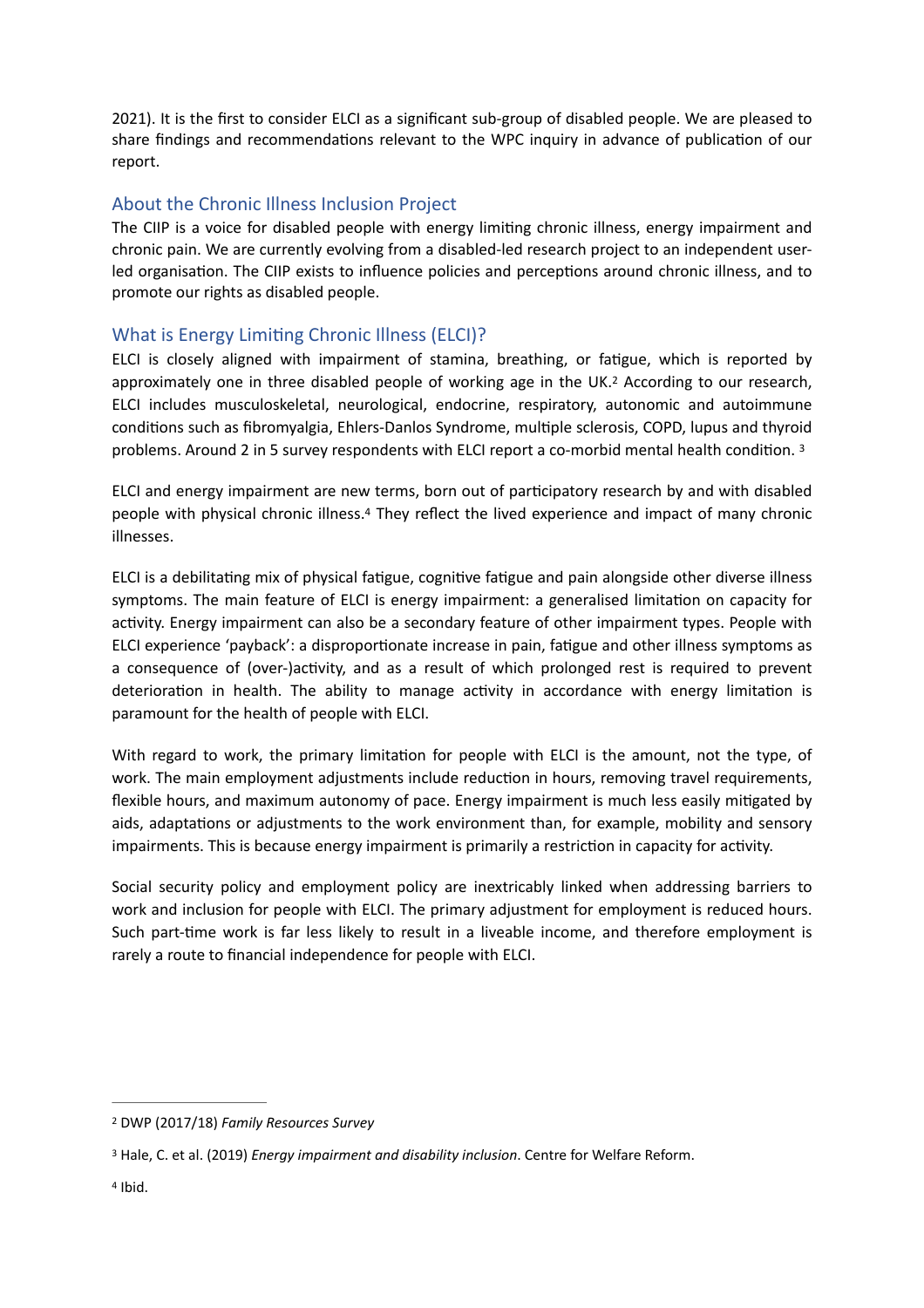2021). It is the first to consider ELCI as a significant sub-group of disabled people. We are pleased to share findings and recommendations relevant to the WPC inquiry in advance of publication of our report.

## About the Chronic Illness Inclusion Project

The CIIP is a voice for disabled people with energy limiting chronic illness, energy impairment and chronic pain. We are currently evolving from a disabled-led research project to an independent user-led organisation. The CIIP exists to influence policies and perceptions around chronic illness, and to promote our rights as disabled people.

## What is Energy Limiting Chronic Illness (ELCI)?

ELCI is closely aligned with impairment of stamina, breathing, or fatigue, which is reported by approximately one in three disabled people of working age in the UK.[2] According to our research, ELCI includes musculoskeletal, neurological, endocrine, respiratory, autonomic and autoimmune conditions such as fibromyalgia, Ehlers-Danlos Syndrome, multiple sclerosis, COPD, lupus and thyroid problems. Around 2 in 5 survey respondents with ELCI report a co-morbid mental health condition. [3]

ELCI and energy impairment are new terms, born out of participatory research by and with disabled people with physical chronic illness.[4] They reflect the lived experience and impact of many chronic illnesses.

ELCI is a debilitating mix of physical fatigue, cognitive fatigue and pain alongside other diverse illness symptoms. The main feature of ELCI is energy impairment: a generalised limitation on capacity for activity. Energy impairment can also be a secondary feature of other impairment types. People with ELCI experience 'payback': a disproportionate increase in pain, fatigue and other illness symptoms as a consequence of (over-)activity, and as a result of which prolonged rest is required to prevent deterioration in health. The ability to manage activity in accordance with energy limitation is paramount for the health of people with ELCI.

With regard to work, the primary limitation for people with ELCI is the amount, not the type, of work. The main employment adjustments include reduction in hours, removing travel requirements, flexible hours, and maximum autonomy of pace. Energy impairment is much less easily mitigated by aids, adaptations or adjustments to the work environment than, for example, mobility and sensory impairments. This is because energy impairment is primarily a restriction in capacity for activity.

Social security policy and employment policy are inextricably linked when addressing barriers to work and inclusion for people with ELCI. The primary adjustment for employment is reduced hours. Such part-time work is far less likely to result in a liveable income, and therefore employment is rarely a route to financial independence for people with ELCI.

---

[2] DWP (2017/18) *Family Resources Survey*

[3] Hale, C. et al. (2019) *Energy impairment and disability inclusion*. Centre for Welfare Reform.

[4] Ibid.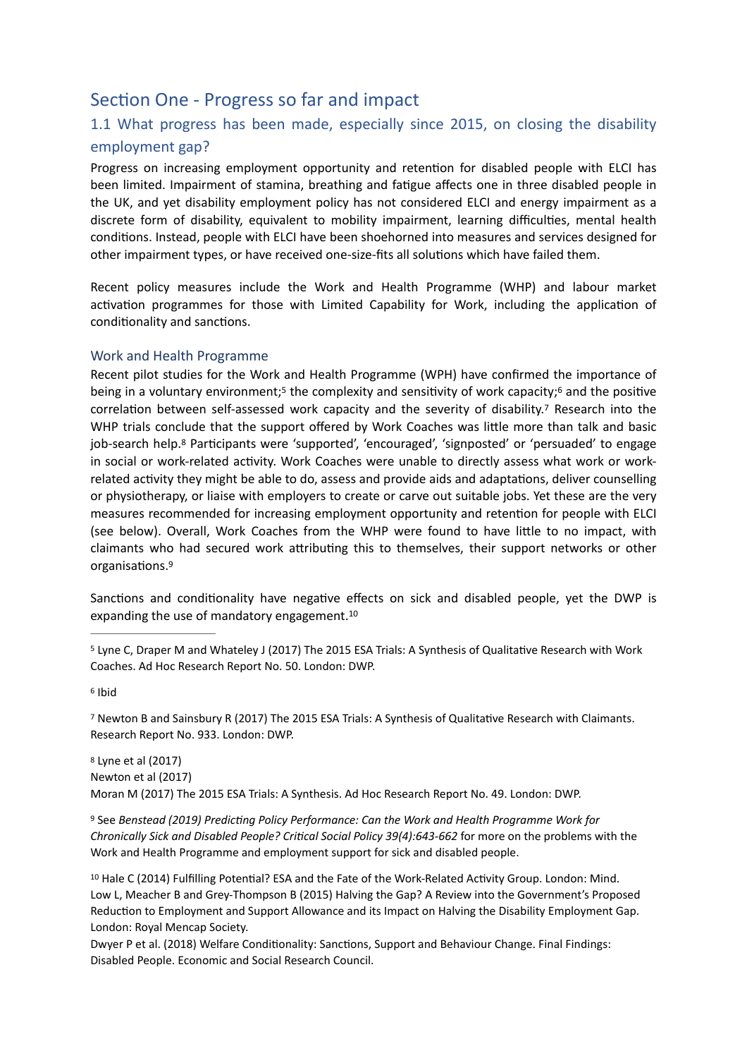## Section One - Progress so far and impact

### 1.1 What progress has been made, especially since 2015, on closing the disability employment gap?

Progress on increasing employment opportunity and retention for disabled people with ELCI has been limited. Impairment of stamina, breathing and fatigue affects one in three disabled people in the UK, and yet disability employment policy has not considered ELCI and energy impairment as a discrete form of disability, equivalent to mobility impairment, learning difficulties, mental health conditions. Instead, people with ELCI have been shoehorned into measures and services designed for other impairment types, or have received one-size-fits all solutions which have failed them.

Recent policy measures include the Work and Health Programme (WHP) and labour market activation programmes for those with Limited Capability for Work, including the application of conditionality and sanctions.

#### Work and Health Programme

Recent pilot studies for the Work and Health Programme (WPH) have confirmed the importance of being in a voluntary environment;[5] the complexity and sensitivity of work capacity;[6] and the positive correlation between self-assessed work capacity and the severity of disability.[7] Research into the WHP trials conclude that the support offered by Work Coaches was little more than talk and basic job-search help.[8] Participants were 'supported', 'encouraged', 'signposted' or 'persuaded' to engage in social or work-related activity. Work Coaches were unable to directly assess what work or work-related activity they might be able to do, assess and provide aids and adaptations, deliver counselling or physiotherapy, or liaise with employers to create or carve out suitable jobs. Yet these are the very measures recommended for increasing employment opportunity and retention for people with ELCI (see below). Overall, Work Coaches from the WHP were found to have little to no impact, with claimants who had secured work attributing this to themselves, their support networks or other organisations.[9]

Sanctions and conditionality have negative effects on sick and disabled people, yet the DWP is expanding the use of mandatory engagement.[10]

---

[5] Lyne C, Draper M and Whateley J (2017) The 2015 ESA Trials: A Synthesis of Qualitative Research with Work Coaches. Ad Hoc Research Report No. 50. London: DWP.

[6] Ibid

[7] Newton B and Sainsbury R (2017) The 2015 ESA Trials: A Synthesis of Qualitative Research with Claimants. Research Report No. 933. London: DWP.

[8] Lyne et al (2017)
Newton et al (2017)
Moran M (2017) The 2015 ESA Trials: A Synthesis. Ad Hoc Research Report No. 49. London: DWP.

[9] See *Benstead (2019) Predicting Policy Performance: Can the Work and Health Programme Work for Chronically Sick and Disabled People? Critical Social Policy 39(4):643-662* for more on the problems with the Work and Health Programme and employment support for sick and disabled people.

[10] Hale C (2014) Fulfilling Potential? ESA and the Fate of the Work-Related Activity Group. London: Mind.
Low L, Meacher B and Grey-Thompson B (2015) Halving the Gap? A Review into the Government's Proposed Reduction to Employment and Support Allowance and its Impact on Halving the Disability Employment Gap. London: Royal Mencap Society.
Dwyer P et al. (2018) Welfare Conditionality: Sanctions, Support and Behaviour Change. Final Findings: Disabled People. Economic and Social Research Council.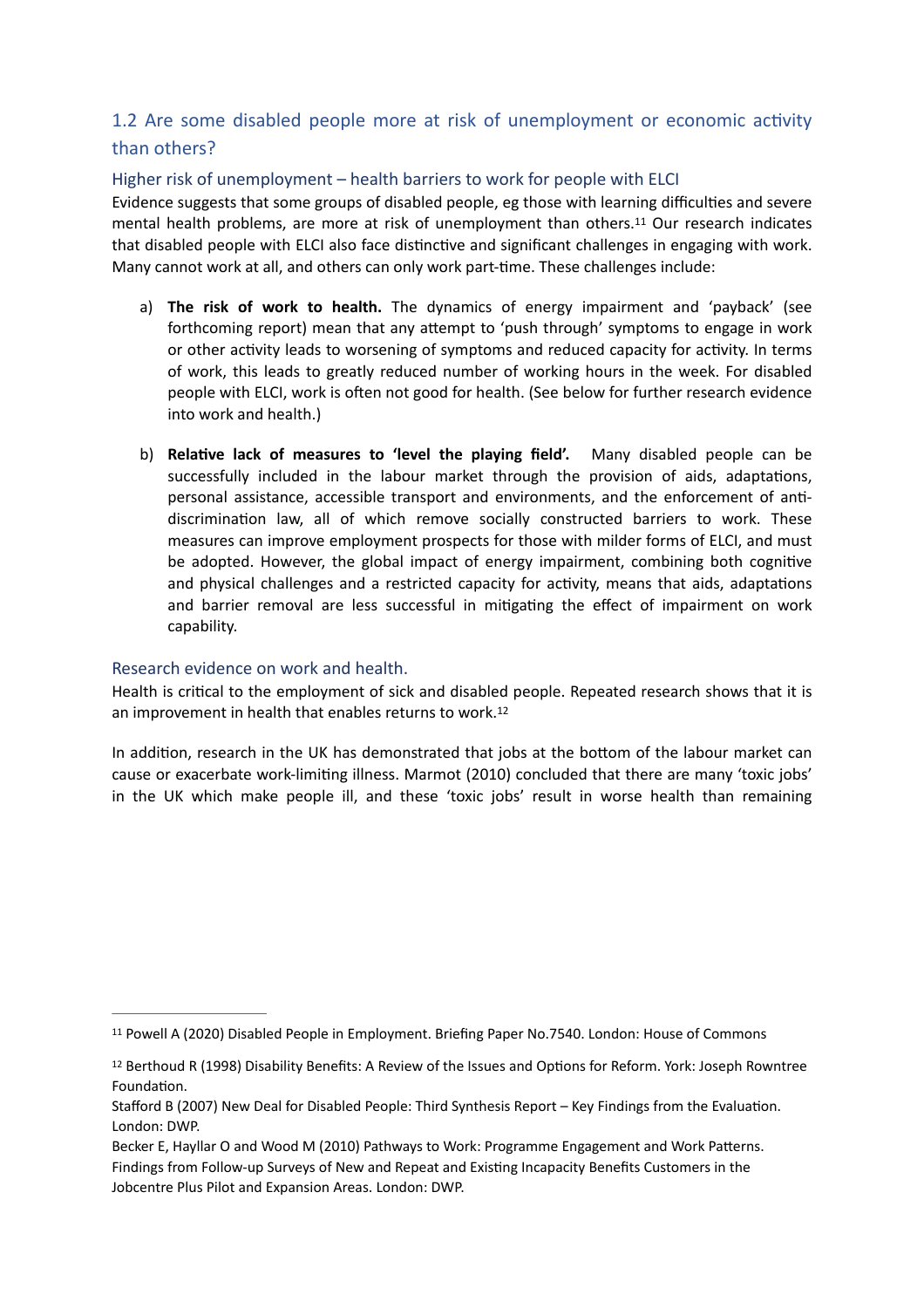## 1.2 Are some disabled people more at risk of unemployment or economic activity than others?

### Higher risk of unemployment – health barriers to work for people with ELCI

Evidence suggests that some groups of disabled people, eg those with learning difficulties and severe mental health problems, are more at risk of unemployment than others.[11] Our research indicates that disabled people with ELCI also face distinctive and significant challenges in engaging with work. Many cannot work at all, and others can only work part-time. These challenges include:

a) **The risk of work to health.** The dynamics of energy impairment and 'payback' (see forthcoming report) mean that any attempt to 'push through' symptoms to engage in work or other activity leads to worsening of symptoms and reduced capacity for activity. In terms of work, this leads to greatly reduced number of working hours in the week. For disabled people with ELCI, work is often not good for health. (See below for further research evidence into work and health.)

b) **Relative lack of measures to 'level the playing field'.** Many disabled people can be successfully included in the labour market through the provision of aids, adaptations, personal assistance, accessible transport and environments, and the enforcement of anti-discrimination law, all of which remove socially constructed barriers to work. These measures can improve employment prospects for those with milder forms of ELCI, and must be adopted. However, the global impact of energy impairment, combining both cognitive and physical challenges and a restricted capacity for activity, means that aids, adaptations and barrier removal are less successful in mitigating the effect of impairment on work capability.

### Research evidence on work and health.

Health is critical to the employment of sick and disabled people. Repeated research shows that it is an improvement in health that enables returns to work.[12]

In addition, research in the UK has demonstrated that jobs at the bottom of the labour market can cause or exacerbate work-limiting illness. Marmot (2010) concluded that there are many 'toxic jobs' in the UK which make people ill, and these 'toxic jobs' result in worse health than remaining

---

[11] Powell A (2020) Disabled People in Employment. Briefing Paper No.7540. London: House of Commons

[12] Berthoud R (1998) Disability Benefits: A Review of the Issues and Options for Reform. York: Joseph Rowntree Foundation.

Stafford B (2007) New Deal for Disabled People: Third Synthesis Report – Key Findings from the Evaluation. London: DWP.

Becker E, Hayllar O and Wood M (2010) Pathways to Work: Programme Engagement and Work Patterns. Findings from Follow-up Surveys of New and Repeat and Existing Incapacity Benefits Customers in the Jobcentre Plus Pilot and Expansion Areas. London: DWP.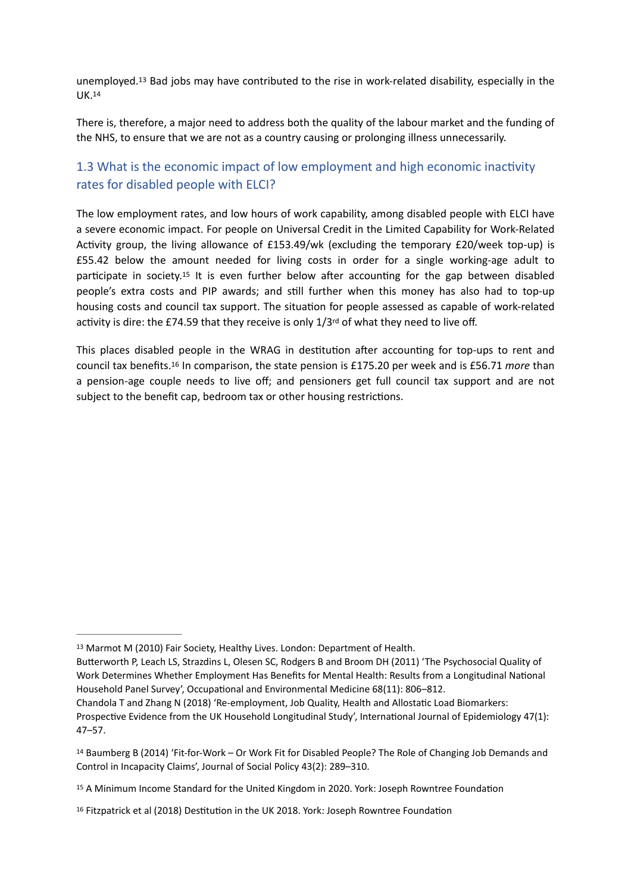unemployed.[13] Bad jobs may have contributed to the rise in work-related disability, especially in the UK.[14]

There is, therefore, a major need to address both the quality of the labour market and the funding of the NHS, to ensure that we are not as a country causing or prolonging illness unnecessarily.

## 1.3 What is the economic impact of low employment and high economic inactivity rates for disabled people with ELCI?

The low employment rates, and low hours of work capability, among disabled people with ELCI have a severe economic impact. For people on Universal Credit in the Limited Capability for Work-Related Activity group, the living allowance of £153.49/wk (excluding the temporary £20/week top-up) is £55.42 below the amount needed for living costs in order for a single working-age adult to participate in society.[15] It is even further below after accounting for the gap between disabled people's extra costs and PIP awards; and still further when this money has also had to top-up housing costs and council tax support. The situation for people assessed as capable of work-related activity is dire: the £74.59 that they receive is only 1/3rd of what they need to live off.

This places disabled people in the WRAG in destitution after accounting for top-ups to rent and council tax benefits.[16] In comparison, the state pension is £175.20 per week and is £56.71 *more* than a pension-age couple needs to live off; and pensioners get full council tax support and are not subject to the benefit cap, bedroom tax or other housing restrictions.

---

[13] Marmot M (2010) Fair Society, Healthy Lives. London: Department of Health.
Butterworth P, Leach LS, Strazdins L, Olesen SC, Rodgers B and Broom DH (2011) 'The Psychosocial Quality of Work Determines Whether Employment Has Benefits for Mental Health: Results from a Longitudinal National Household Panel Survey', Occupational and Environmental Medicine 68(11): 806–812.
Chandola T and Zhang N (2018) 'Re-employment, Job Quality, Health and Allostatic Load Biomarkers: Prospective Evidence from the UK Household Longitudinal Study', International Journal of Epidemiology 47(1): 47–57.

[14] Baumberg B (2014) 'Fit-for-Work – Or Work Fit for Disabled People? The Role of Changing Job Demands and Control in Incapacity Claims', Journal of Social Policy 43(2): 289–310.

[15] A Minimum Income Standard for the United Kingdom in 2020. York: Joseph Rowntree Foundation

[16] Fitzpatrick et al (2018) Destitution in the UK 2018. York: Joseph Rowntree Foundation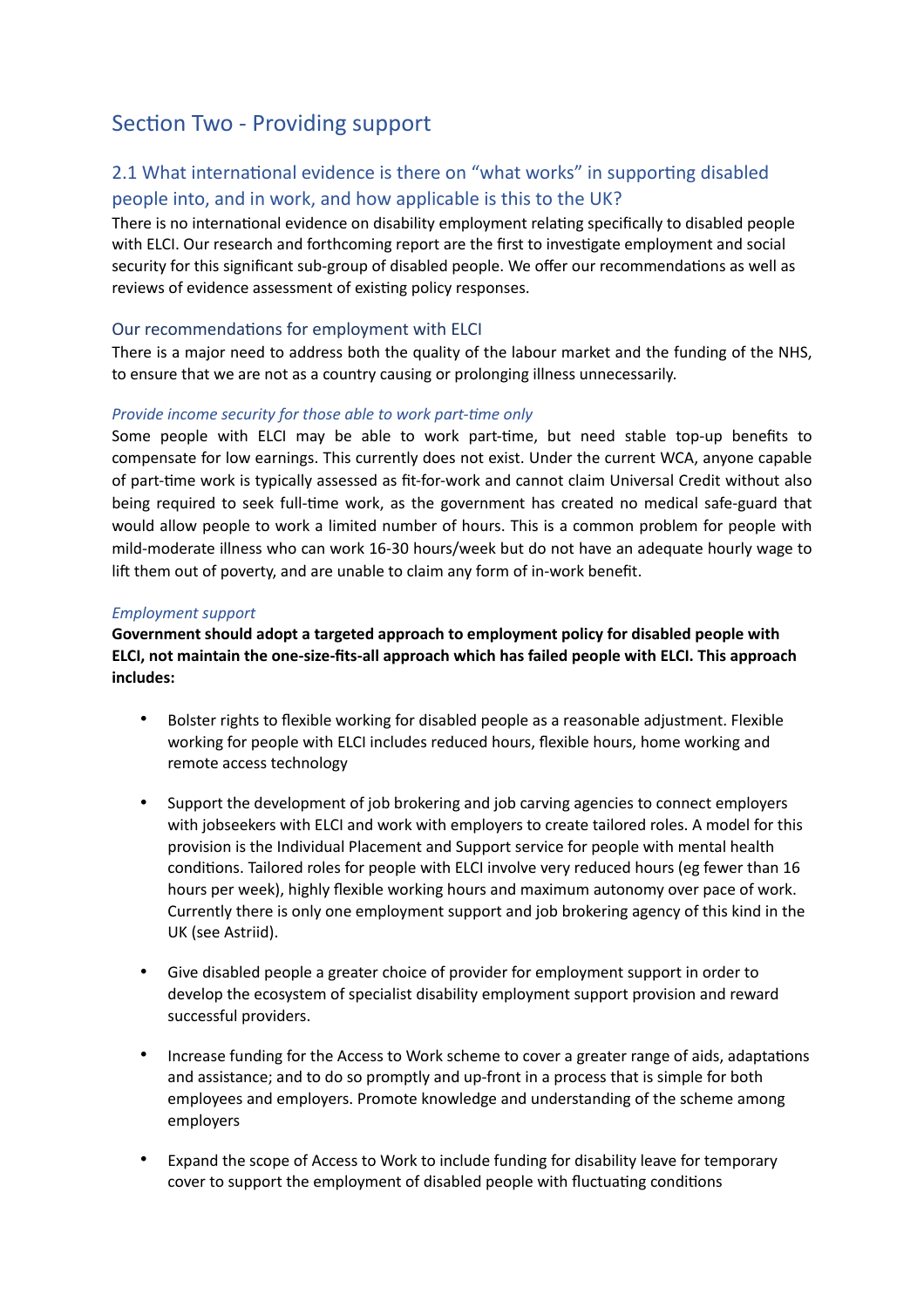# Section Two - Providing support

## 2.1 What international evidence is there on "what works" in supporting disabled people into, and in work, and how applicable is this to the UK?

There is no international evidence on disability employment relating specifically to disabled people with ELCI. Our research and forthcoming report are the first to investigate employment and social security for this significant sub-group of disabled people. We offer our recommendations as well as reviews of evidence assessment of existing policy responses.

### Our recommendations for employment with ELCI

There is a major need to address both the quality of the labour market and the funding of the NHS, to ensure that we are not as a country causing or prolonging illness unnecessarily.

#### *Provide income security for those able to work part-time only*

Some people with ELCI may be able to work part-time, but need stable top-up benefits to compensate for low earnings. This currently does not exist. Under the current WCA, anyone capable of part-time work is typically assessed as fit-for-work and cannot claim Universal Credit without also being required to seek full-time work, as the government has created no medical safe-guard that would allow people to work a limited number of hours. This is a common problem for people with mild-moderate illness who can work 16-30 hours/week but do not have an adequate hourly wage to lift them out of poverty, and are unable to claim any form of in-work benefit.

#### *Employment support*

**Government should adopt a targeted approach to employment policy for disabled people with ELCI, not maintain the one-size-fits-all approach which has failed people with ELCI. This approach includes:**

- Bolster rights to flexible working for disabled people as a reasonable adjustment. Flexible working for people with ELCI includes reduced hours, flexible hours, home working and remote access technology
- Support the development of job brokering and job carving agencies to connect employers with jobseekers with ELCI and work with employers to create tailored roles. A model for this provision is the Individual Placement and Support service for people with mental health conditions. Tailored roles for people with ELCI involve very reduced hours (eg fewer than 16 hours per week), highly flexible working hours and maximum autonomy over pace of work. Currently there is only one employment support and job brokering agency of this kind in the UK (see Astriid).
- Give disabled people a greater choice of provider for employment support in order to develop the ecosystem of specialist disability employment support provision and reward successful providers.
- Increase funding for the Access to Work scheme to cover a greater range of aids, adaptations and assistance; and to do so promptly and up-front in a process that is simple for both employees and employers. Promote knowledge and understanding of the scheme among employers
- Expand the scope of Access to Work to include funding for disability leave for temporary cover to support the employment of disabled people with fluctuating conditions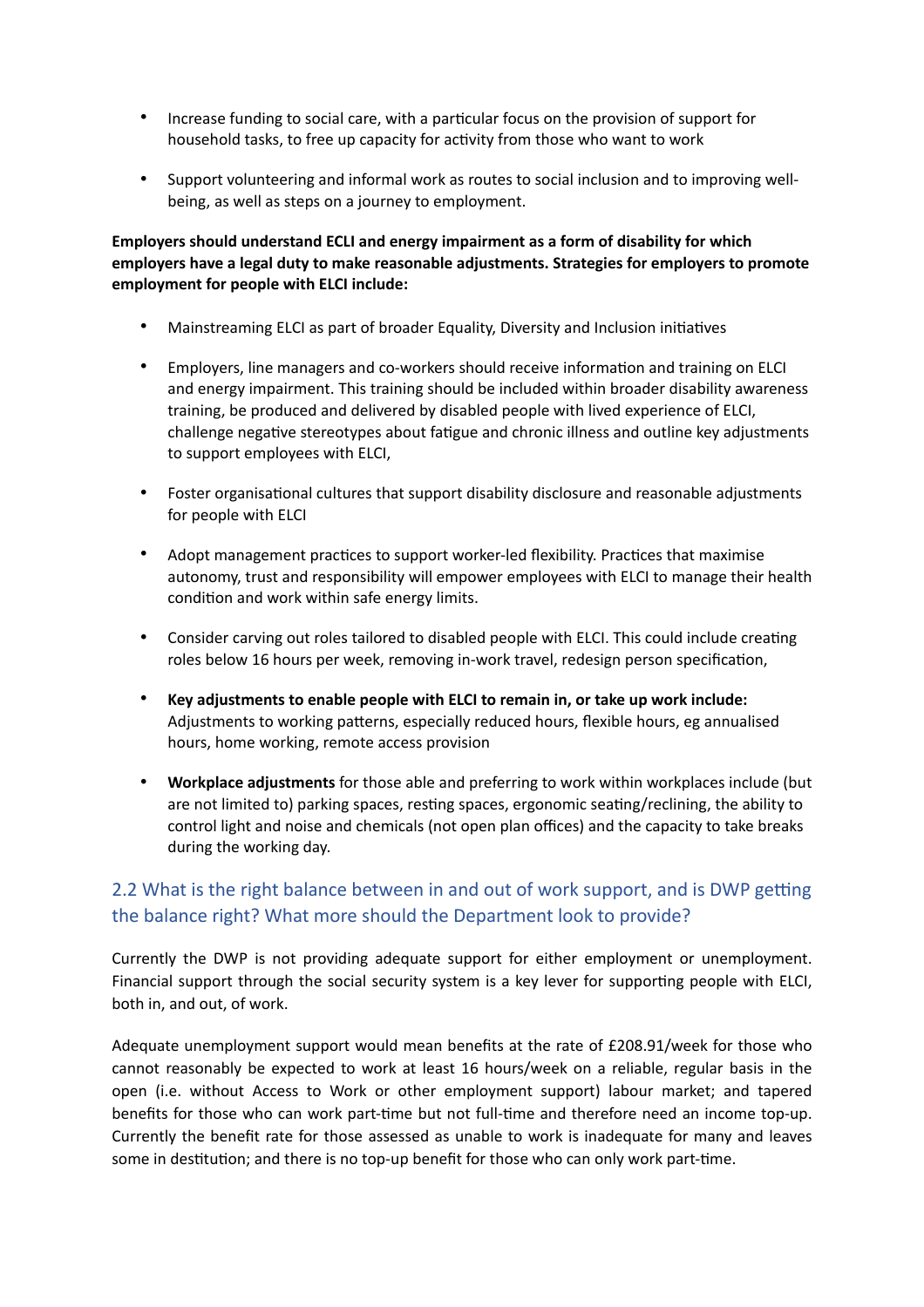- Increase funding to social care, with a particular focus on the provision of support for household tasks, to free up capacity for activity from those who want to work

- Support volunteering and informal work as routes to social inclusion and to improving well-being, as well as steps on a journey to employment.

**Employers should understand ECLI and energy impairment as a form of disability for which employers have a legal duty to make reasonable adjustments. Strategies for employers to promote employment for people with ELCI include:**

- Mainstreaming ELCI as part of broader Equality, Diversity and Inclusion initiatives

- Employers, line managers and co-workers should receive information and training on ELCI and energy impairment. This training should be included within broader disability awareness training, be produced and delivered by disabled people with lived experience of ELCI, challenge negative stereotypes about fatigue and chronic illness and outline key adjustments to support employees with ELCI,

- Foster organisational cultures that support disability disclosure and reasonable adjustments for people with ELCI

- Adopt management practices to support worker-led flexibility. Practices that maximise autonomy, trust and responsibility will empower employees with ELCI to manage their health condition and work within safe energy limits.

- Consider carving out roles tailored to disabled people with ELCI. This could include creating roles below 16 hours per week, removing in-work travel, redesign person specification,

- **Key adjustments to enable people with ELCI to remain in, or take up work include:** Adjustments to working patterns, especially reduced hours, flexible hours, eg annualised hours, home working, remote access provision

- **Workplace adjustments** for those able and preferring to work within workplaces include (but are not limited to) parking spaces, resting spaces, ergonomic seating/reclining, the ability to control light and noise and chemicals (not open plan offices) and the capacity to take breaks during the working day.

## 2.2 What is the right balance between in and out of work support, and is DWP getting the balance right? What more should the Department look to provide?

Currently the DWP is not providing adequate support for either employment or unemployment. Financial support through the social security system is a key lever for supporting people with ELCI, both in, and out, of work.

Adequate unemployment support would mean benefits at the rate of £208.91/week for those who cannot reasonably be expected to work at least 16 hours/week on a reliable, regular basis in the open (i.e. without Access to Work or other employment support) labour market; and tapered benefits for those who can work part-time but not full-time and therefore need an income top-up. Currently the benefit rate for those assessed as unable to work is inadequate for many and leaves some in destitution; and there is no top-up benefit for those who can only work part-time.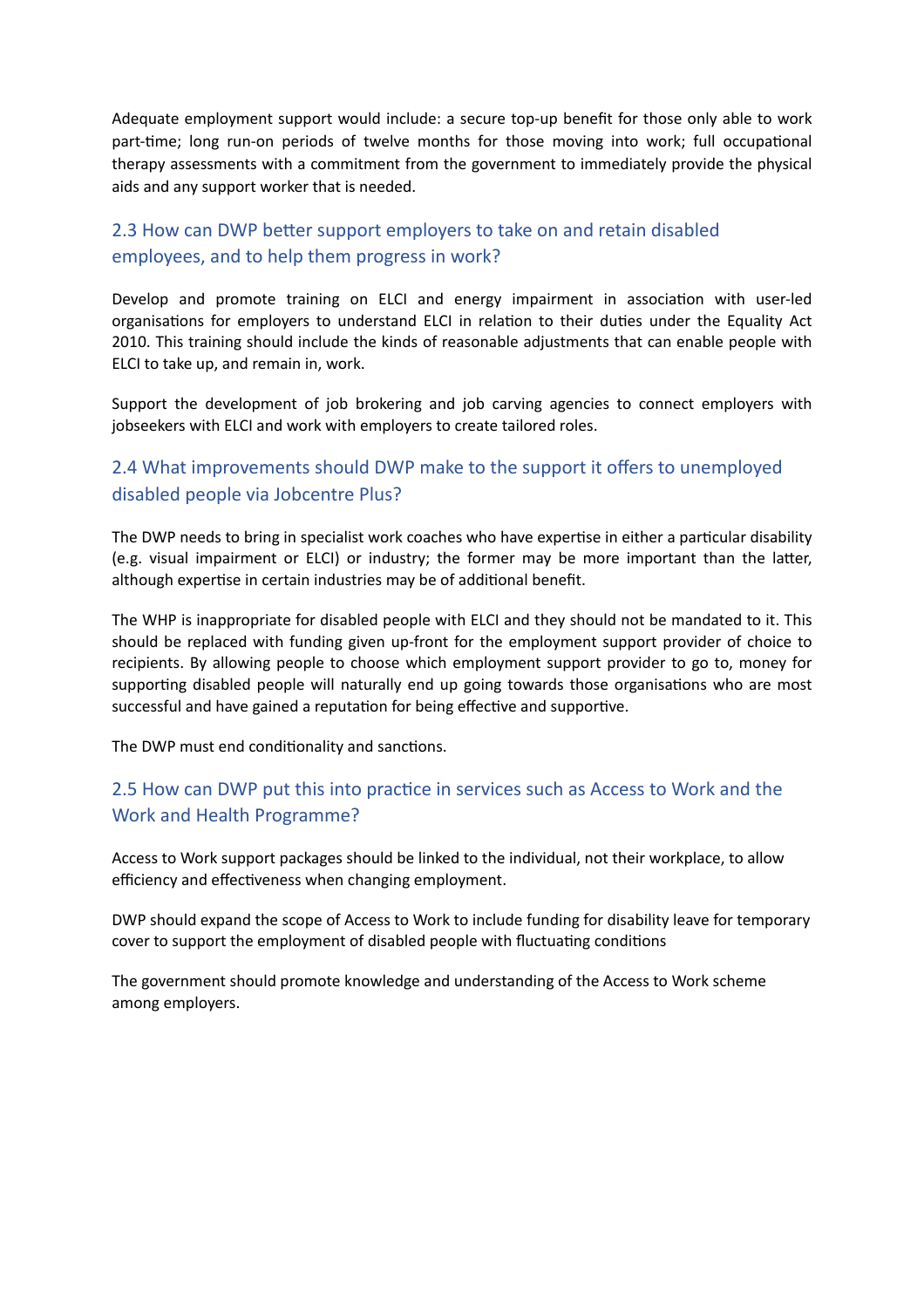Adequate employment support would include: a secure top-up benefit for those only able to work part-time; long run-on periods of twelve months for those moving into work; full occupational therapy assessments with a commitment from the government to immediately provide the physical aids and any support worker that is needed.

## 2.3 How can DWP better support employers to take on and retain disabled employees, and to help them progress in work?

Develop and promote training on ELCI and energy impairment in association with user-led organisations for employers to understand ELCI in relation to their duties under the Equality Act 2010. This training should include the kinds of reasonable adjustments that can enable people with ELCI to take up, and remain in, work.

Support the development of job brokering and job carving agencies to connect employers with jobseekers with ELCI and work with employers to create tailored roles.

## 2.4 What improvements should DWP make to the support it offers to unemployed disabled people via Jobcentre Plus?

The DWP needs to bring in specialist work coaches who have expertise in either a particular disability (e.g. visual impairment or ELCI) or industry; the former may be more important than the latter, although expertise in certain industries may be of additional benefit.

The WHP is inappropriate for disabled people with ELCI and they should not be mandated to it. This should be replaced with funding given up-front for the employment support provider of choice to recipients. By allowing people to choose which employment support provider to go to, money for supporting disabled people will naturally end up going towards those organisations who are most successful and have gained a reputation for being effective and supportive.

The DWP must end conditionality and sanctions.

## 2.5 How can DWP put this into practice in services such as Access to Work and the Work and Health Programme?

Access to Work support packages should be linked to the individual, not their workplace, to allow efficiency and effectiveness when changing employment.

DWP should expand the scope of Access to Work to include funding for disability leave for temporary cover to support the employment of disabled people with fluctuating conditions

The government should promote knowledge and understanding of the Access to Work scheme among employers.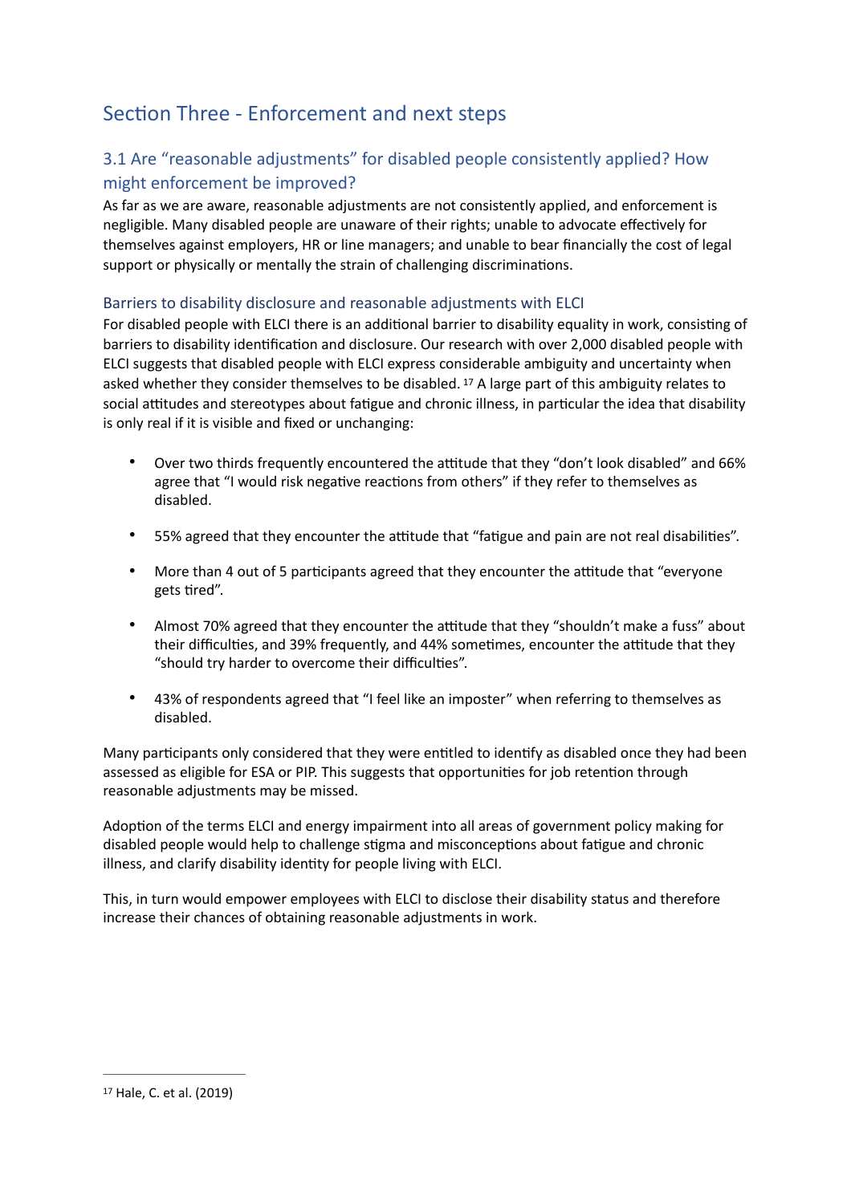# Section Three - Enforcement and next steps

## 3.1 Are "reasonable adjustments" for disabled people consistently applied? How might enforcement be improved?

As far as we are aware, reasonable adjustments are not consistently applied, and enforcement is negligible. Many disabled people are unaware of their rights; unable to advocate effectively for themselves against employers, HR or line managers; and unable to bear financially the cost of legal support or physically or mentally the strain of challenging discriminations.

### Barriers to disability disclosure and reasonable adjustments with ELCI

For disabled people with ELCI there is an additional barrier to disability equality in work, consisting of barriers to disability identification and disclosure. Our research with over 2,000 disabled people with ELCI suggests that disabled people with ELCI express considerable ambiguity and uncertainty when asked whether they consider themselves to be disabled. [17] A large part of this ambiguity relates to social attitudes and stereotypes about fatigue and chronic illness, in particular the idea that disability is only real if it is visible and fixed or unchanging:

- Over two thirds frequently encountered the attitude that they "don't look disabled" and 66% agree that "I would risk negative reactions from others" if they refer to themselves as disabled.
- 55% agreed that they encounter the attitude that "fatigue and pain are not real disabilities".
- More than 4 out of 5 participants agreed that they encounter the attitude that "everyone gets tired".
- Almost 70% agreed that they encounter the attitude that they "shouldn't make a fuss" about their difficulties, and 39% frequently, and 44% sometimes, encounter the attitude that they "should try harder to overcome their difficulties".
- 43% of respondents agreed that "I feel like an imposter" when referring to themselves as disabled.

Many participants only considered that they were entitled to identify as disabled once they had been assessed as eligible for ESA or PIP. This suggests that opportunities for job retention through reasonable adjustments may be missed.

Adoption of the terms ELCI and energy impairment into all areas of government policy making for disabled people would help to challenge stigma and misconceptions about fatigue and chronic illness, and clarify disability identity for people living with ELCI.

This, in turn would empower employees with ELCI to disclose their disability status and therefore increase their chances of obtaining reasonable adjustments in work.

---

[17] Hale, C. et al. (2019)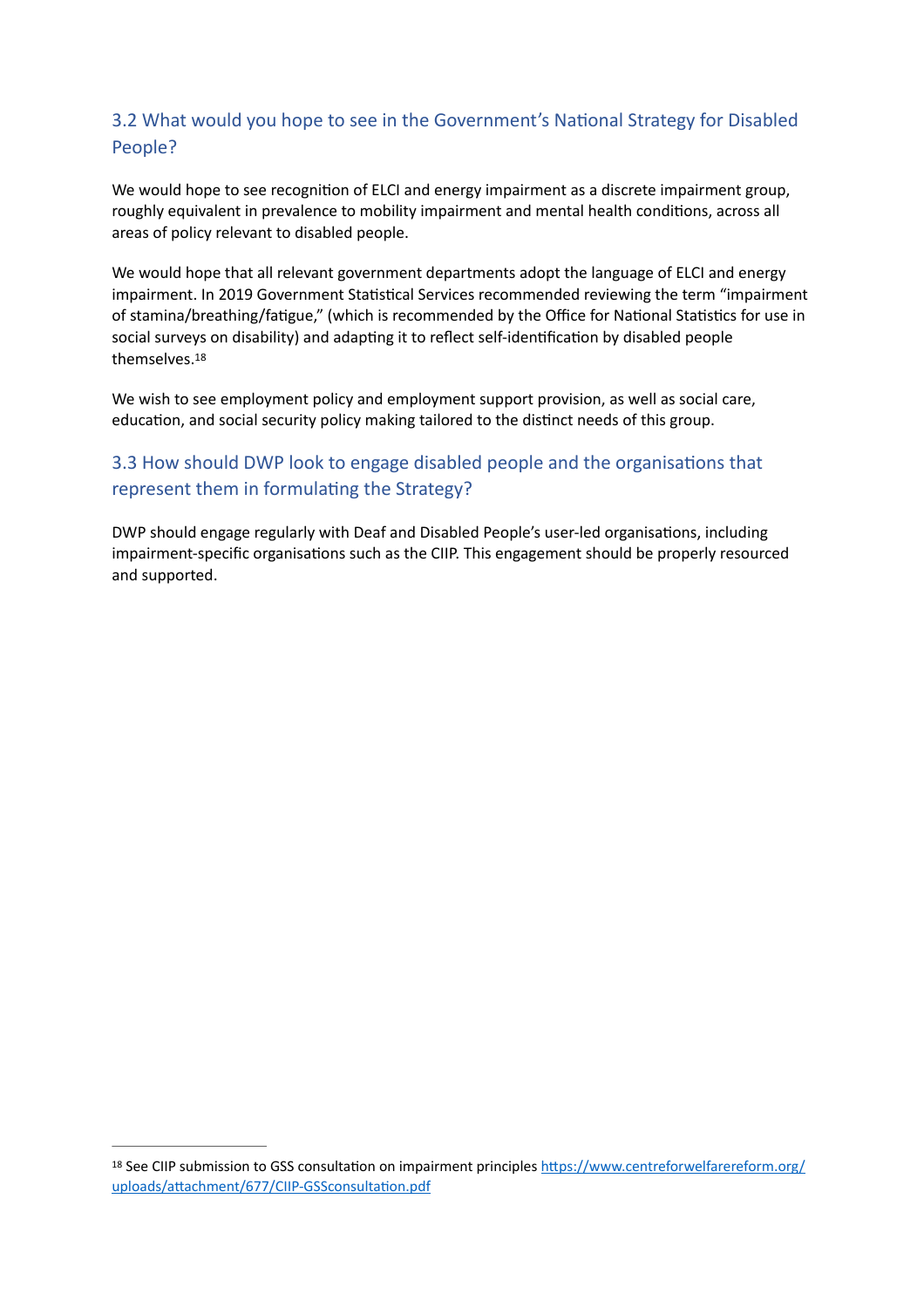### 3.2 What would you hope to see in the Government's National Strategy for Disabled People?

We would hope to see recognition of ELCI and energy impairment as a discrete impairment group, roughly equivalent in prevalence to mobility impairment and mental health conditions, across all areas of policy relevant to disabled people.

We would hope that all relevant government departments adopt the language of ELCI and energy impairment. In 2019 Government Statistical Services recommended reviewing the term "impairment of stamina/breathing/fatigue," (which is recommended by the Office for National Statistics for use in social surveys on disability) and adapting it to reflect self-identification by disabled people themselves.[18]

We wish to see employment policy and employment support provision, as well as social care, education, and social security policy making tailored to the distinct needs of this group.

### 3.3 How should DWP look to engage disabled people and the organisations that represent them in formulating the Strategy?

DWP should engage regularly with Deaf and Disabled People's user-led organisations, including impairment-specific organisations such as the CIIP. This engagement should be properly resourced and supported.

---

[18] See CIIP submission to GSS consultation on impairment principles https://www.centreforwelfarereform.org/uploads/attachment/677/CIIP-GSSconsultation.pdf